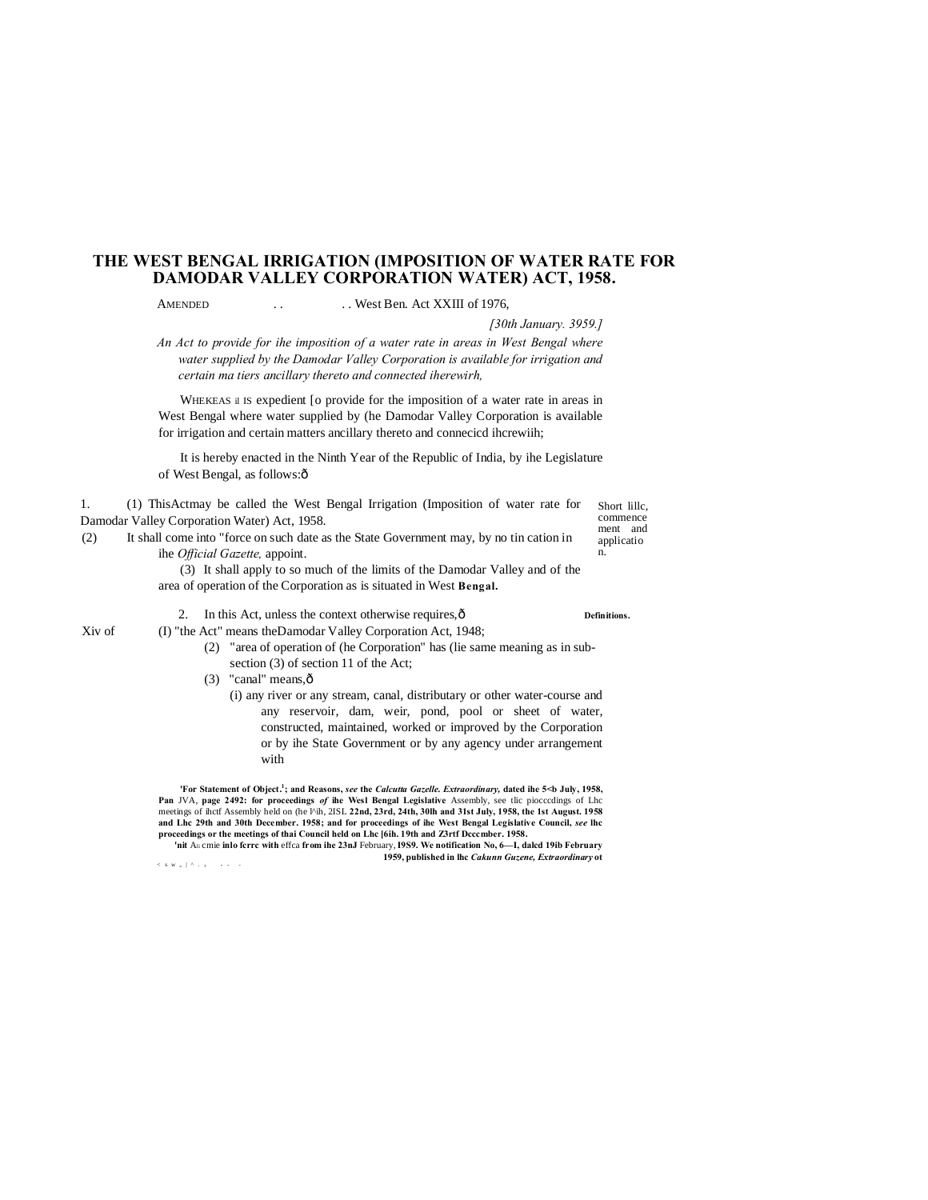# THE WEST BENGAL IRRIGATION (IMPOSITION OF WATER RATE FOR DAMODAR VALLEY CORPORATION WATER) ACT, 1958.

AMENDED . . . . West Ben. Act XXIII of 1976,

*[30th January. 3959.]*

*An Act to provide for ihe imposition of a water rate in areas in West Bengal where water supplied by the Damodar Valley Corporation is available for irrigation and certain ma tiers ancillary thereto and connected iherewirh,*

WHEKEAS il IS expedient [o provide for the imposition of a water rate in areas in West Bengal where water supplied by (he Damodar Valley Corporation is available for irrigation and certain matters ancillary thereto and connecicd ihcrewiih;

It is hereby enacted in the Ninth Year of the Republic of India, by ihe Legislature of West Bengal, as follows:ð

Short lillc, commence ment and applicatio n.

1. (1) ThisActmay be called the West Bengal Irrigation (Imposition of water rate for Damodar Valley Corporation Water) Act, 1958.

(2) It shall come into "force on such date as the State Government may, by no tin cation in ihe *Official Gazette,* appoint.

(3) It shall apply to so much of the limits of the Damodar Valley and of the area of operation of the Corporation as is situated in West **Bengal.**

**Definitions.**

2. In this Act, unless the context otherwise requires,ð

Xiv of

(I) "the Act" means theDamodar Valley Corporation Act, 1948;

(2) "area of operation of (he Corporation" has (lie same meaning as in sub-section (3) of section 11 of the Act;

(3) "canal" means,ð

(i) any river or any stream, canal, distributary or other water-course and any reservoir, dam, weir, pond, pool or sheet of water, constructed, maintained, worked or improved by the Corporation or by ihe State Government or by any agency under arrangement with

**'For Statement of Object.[1]; and Reasons,** ***see*** **the** ***Calcutta Gazelle. Extraordinary,*** **dated ihe 5<b July, 1958, Pan** JVA, **page 2492: for proceedings** ***of*** **ihe Wes1 Bengal Legislative** Assembly, see tlic piocccdings of Lhc meetings of ihctf Assembly held on (he l^ih, 2ISL **22nd, 23rd, 24th, 30lh and 31st July, 1958, the 1st August. 1958 and Lhc 29th and 30th December. 1958; and for proceedings of ihe West Bengal Legislative Council,** ***see*** **lhc proceedings or the meetings of thai Council held on Lhc [6ih. 19th and Z3rtf Deccmber. 1958.**

**'nit** Au cmie **inlo fcrrc with** effca **from ihe 23nJ** February, **I9S9. We notification No, 6—I, dalcd 19ib February 1959, published in lhc** ***Cakunn Guzene, Extraordinary*** **ot**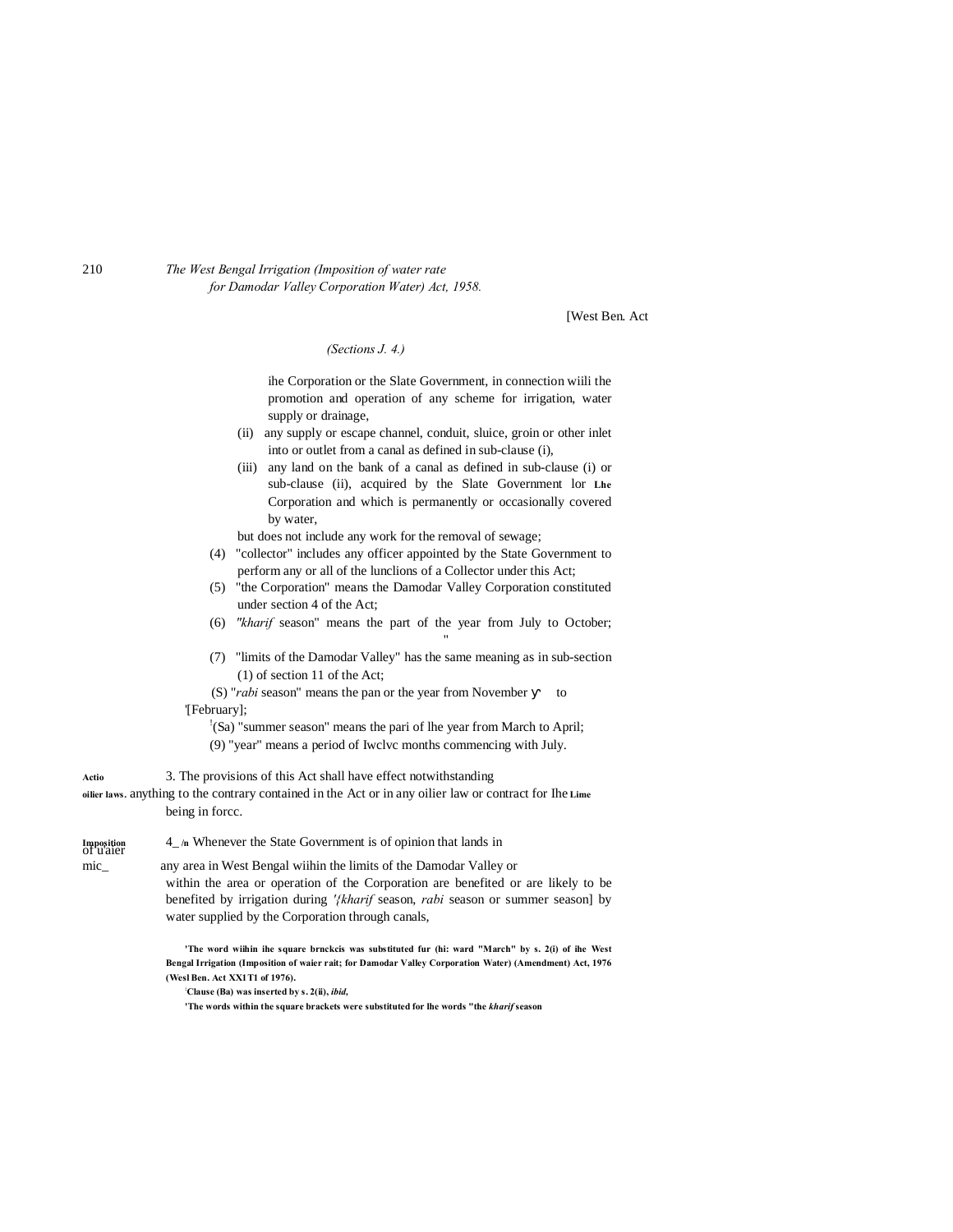[West Ben. Act

*(Sections J. 4.)*

ihe Corporation or the Slate Government, in connection wiili the promotion and operation of any scheme for irrigation, water supply or drainage,

(ii) any supply or escape channel, conduit, sluice, groin or other inlet into or outlet from a canal as defined in sub-clause (i),

(iii) any land on the bank of a canal as defined in sub-clause (i) or sub-clause (ii), acquired by the Slate Government lor Lhe Corporation and which is permanently or occasionally covered by water,

but does not include any work for the removal of sewage;

(4) "collector" includes any officer appointed by the State Government to perform any or all of the lunclions of a Collector under this Act;

(5) "the Corporation" means the Damodar Valley Corporation constituted under section 4 of the Act;

(6) *"kharif* season" means the part of the year from July to October; "

(7) "limits of the Damodar Valley" has the same meaning as in sub-section (1) of section 11 of the Act;

(S) "*rabi* season" means the pan or the year from November to '[February];

[!](Sa) "summer season" means the pari of lhe year from March to April;

(9) "year" means a period of Iwclvc months commencing with July.

**Actio oilier laws.** 3. The provisions of this Act shall have effect notwithstanding anything to the contrary contained in the Act or in any oilier law or contract for Ihe Lime being in forcc.

**Imposition of u'aier mic_** 4_ /n Whenever the State Government is of opinion that lands in any area in West Bengal wiihin the limits of the Damodar Valley or within the area or operation of the Corporation are benefited or are likely to be benefited by irrigation during '{*kharif* season, *rabi* season or summer season] by water supplied by the Corporation through canals,

'The word wiihin ihe square brnckeis was substituted fur (hi: ward "March" by s. 2(i) of ihe West Bengal Irrigation (Imposition of waier rait; for Damodar Valley Corporation Water) (Amendment) Act, 1976 (Wesl Ben. Act XX1T1 of 1976).

'Clause (Ba) was inserted by s. 2(ii), *ibid,*

'The words within the square brackets were substituted for lhe words "the *kharif* season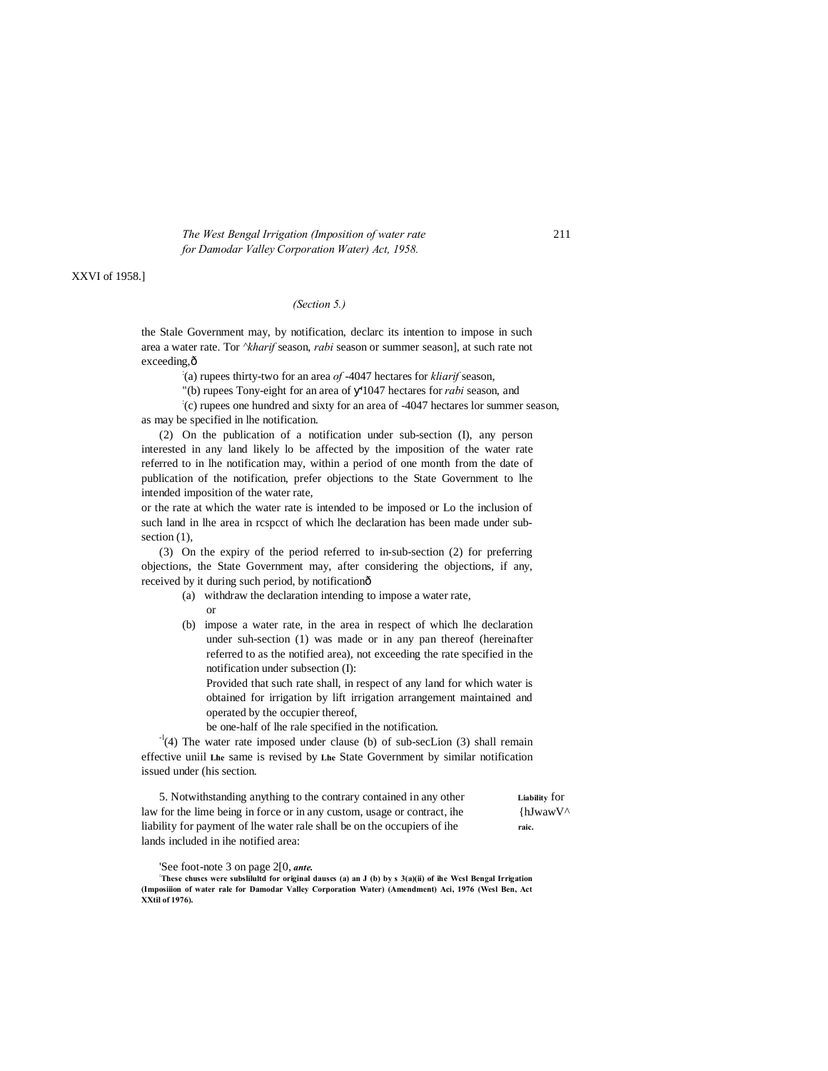XXVI of 1958.]

*(Section 5.)*

the Stale Government may, by notification, declarc its intention to impose in such area a water rate. Tor ^*kharif* season, *rabi* season or summer season], at such rate not exceeding,ð

:(a) rupees thirty-two for an area *of* -4047 hectares for *kliarif* season,

"(b) rupees Tony-eight for an area of ɣ'1047 hectares for *rabi* season, and

:(c) rupees one hundred and sixty for an area of -4047 hectares lor summer season,

as may be specified in lhe notification.

(2) On the publication of a notification under sub-section (I), any person interested in any land likely lo be affected by the imposition of the water rate referred to in lhe notification may, within a period of one month from the date of publication of the notification, prefer objections to the State Government to lhe intended imposition of the water rate,

or the rate at which the water rate is intended to be imposed or Lo the inclusion of such land in lhe area in rcspcct of which lhe declaration has been made under sub-section (1),

(3) On the expiry of the period referred to in-sub-section (2) for preferring objections, the State Government may, after considering the objections, if any, received by it during such period, by notificationð

(a) withdraw the declaration intending to impose a water rate,

or

(b) impose a water rate, in the area in respect of which lhe declaration under suh-section (1) was made or in any pan thereof (hereinafter referred to as the notified area), not exceeding the rate specified in the notification under subsection (I):

Provided that such rate shall, in respect of any land for which water is obtained for irrigation by lift irrigation arrangement maintained and operated by the occupier thereof,

be one-half of lhe rale specified in the notification.

-[1](4) The water rate imposed under clause (b) of sub-secLion (3) shall remain effective uniil **Lhe** same is revised by **Lhe** State Government by similar notification issued under (his section.

**Liability** for {hJwawV^ **raic.**

5. Notwithstanding anything to the contrary contained in any other law for the lime being in force or in any custom, usage or contract, ihe liability for payment of lhe water rale shall be on the occupiers of ihe lands included in ihe notified area:

'See foot-note 3 on page 2[0, ***ante.***

:**These chuses were subslilultd for original dauscs (a) an J (b) by s 3(a)(ii) of ihe Wesl Bengal Irrigation (Imposiiion of water rale for Damodar Valley Corporation Water) (Amendment) Aci, 1976 (Wesl Ben, Act XXtil of 1976).**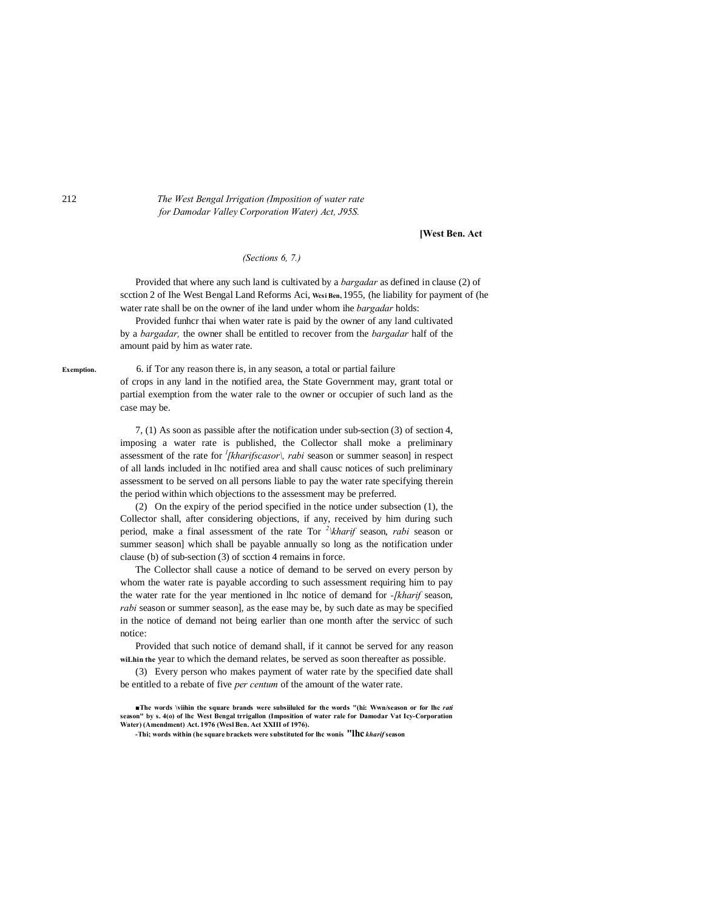[West Ben. Act

*(Sections 6, 7.)*

Provided that where any such land is cultivated by a *bargadar* as defined in clause (2) of scction 2 of Ihe West Bengal Land Reforms Aci, **Wesi Ben,** 1955, (he liability for payment of (he water rate shall be on the owner of ihe land under whom ihe *bargadar* holds:

Provided funhcr thai when water rate is paid by the owner of any land cultivated by a *bargadar,* the owner shall be entitled to recover from the *bargadar* half of the amount paid by him as water rate.

**Exemption.** 6. if Tor any reason there is, in any season, a total or partial failure of crops in any land in the notified area, the State Government may, grant total or partial exemption from the water rale to the owner or occupier of such land as the case may be.

7, (1) As soon as passible after the notification under sub-section (3) of section 4, imposing a water rate is published, the Collector shall moke a preliminary assessment of the rate for [1][*kharifscasor*\, *rabi* season or summer season] in respect of all lands included in lhc notified area and shall causc notices of such preliminary assessment to be served on all persons liable to pay the water rate specifying therein the period within which objections to the assessment may be preferred.

(2) On the expiry of the period specified in the notice under subsection (1), the Collector shall, after considering objections, if any, received by him during such period, make a final assessment of the rate Tor [2]\*kharif* season, *rabi* season or summer season] which shall be payable annually so long as the notification under clause (b) of sub-section (3) of scction 4 remains in force.

The Collector shall cause a notice of demand to be served on every person by whom the water rate is payable according to such assessment requiring him to pay the water rate for the year mentioned in lhc notice of demand for -[*kharif* season, *rabi* season or summer season], as the ease may be, by such date as may be specified in the notice of demand not being earlier than one month after the servicc of such notice:

Provided that such notice of demand shall, if it cannot be served for any reason **wiLhin the** year to which the demand relates, be served as soon thereafter as possible.

(3) Every person who makes payment of water rate by the specified date shall be entitled to a rebate of five *per centum* of the amount of the water rate.

**■The words \viihin the square brands were subsiiluled for the words "(hi: Wwn/season or for lhc *rati* season" by s. 4(o) of lhc West Bengal trrigallon (Imposition of water rale for Damodar Vat Icy-Corporation Water) (Amendment) Act. 1976 (Wesl Ben. Act XXIII of 1976).**

**-Thi; words within (he square brackets were substituted for lhc wonis "lhc *kharif* season**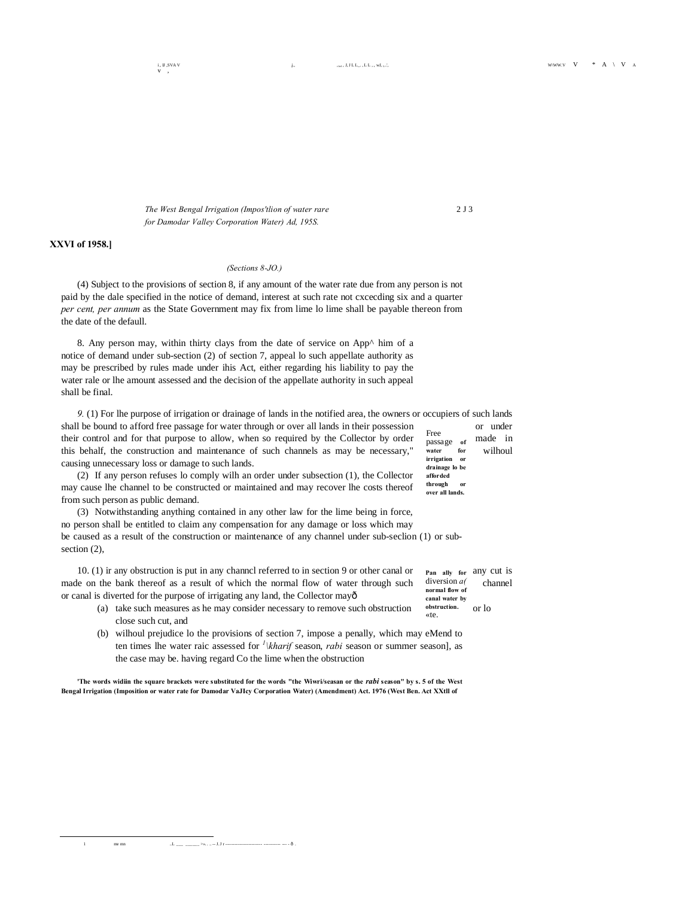**XXVI of 1958.]**

*(Sections 8-JO.)*

(4) Subject to the provisions of section 8, if any amount of the water rate due from any person is not paid by the dale specified in the notice of demand, interest at such rate not cxcecding six and a quarter *per cent, per annum* as the State Government may fix from lime lo lime shall be payable thereon from the date of the defaull.

8. Any person may, within thirty clays from the date of service on App^ him of a notice of demand under sub-section (2) of section 7, appeal lo such appellate authority as may be prescribed by rules made under ihis Act, either regarding his liability to pay the water rale or lhe amount assessed and the decision of the appellate authority in such appeal shall be final.

**Free passage of water for irrigation or drainage lo be afforded through or over all lands.**

*9.* (1) For lhe purpose of irrigation or drainage of lands in the notified area, the owners or occupiers of such lands shall be bound to afford free passage for water through or over all lands in their possession or under their control and for that purpose to allow, when so required by the Collector by order made in this behalf, the construction and maintenance of such channels as may be necessary," wilhoul causing unnecessary loss or damage to such lands.

(2) If any person refuses lo comply wilh an order under subsection (1), the Collector may cause lhe channel to be constructed or maintained and may recover lhe costs thereof from such person as public demand.

(3) Notwithstanding anything contained in any other law for the lime being in force, no person shall be entitled to claim any compensation for any damage or loss which may be caused as a result of the construction or maintenance of any channel under sub-seclion (1) or sub-section (2),

**Pan ally for diversion a( normal flow of canal water by obstruction. «te.**

10. (1) ir any obstruction is put in any channcl referred to in section 9 or other canal or any cut is made on the bank thereof as a result of which the normal flow of water through such channel or canal is diverted for the purpose of irrigating any land, the Collector mayð

(a) take such measures as he may consider necessary to remove such obstruction or lo close such cut, and

(b) wilhoul prejudice lo the provisions of section 7, impose a penally, which may eMend to ten times lhe water raic assessed for [1]\\*kharif* season, *rabi* season or summer season], as the case may be. having regard Co the lime when the obstruction

**'The words widiin the square brackets were substituted for the words "the Wiwri/seasan or the *rabi* season" by s. 5 of the West Bengal Irrigation (Imposition or water rate for Damodar VaJIcy Corporation Water) (Amendment) Act. 1976 (West Ben. Act XXtll of**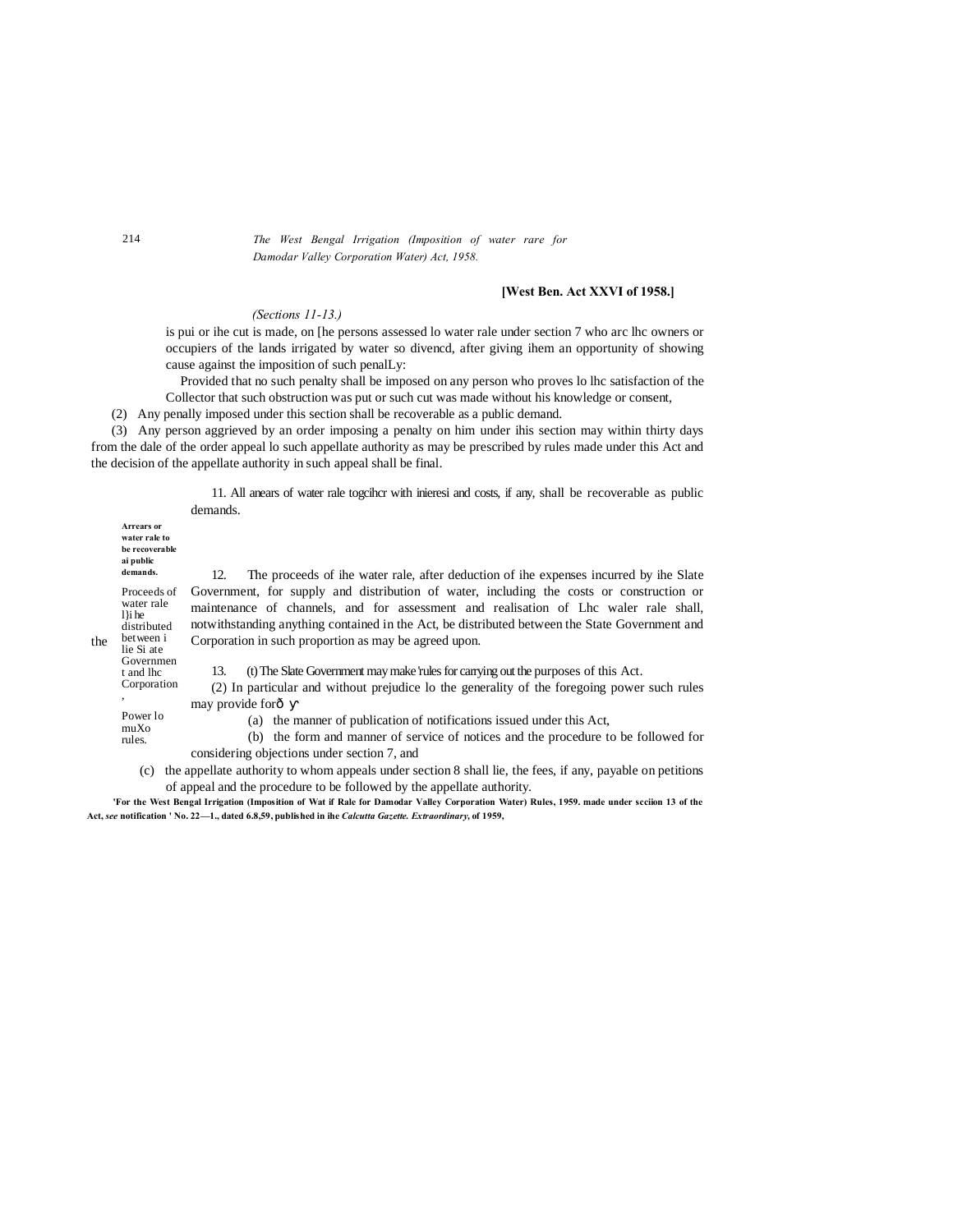*(Sections 11-13.)*

is pui or ihe cut is made, on [he persons assessed lo water rale under section 7 who arc lhc owners or occupiers of the lands irrigated by water so divencd, after giving ihem an opportunity of showing cause against the imposition of such penalLy:

Provided that no such penalty shall be imposed on any person who proves lo lhc satisfaction of the Collector that such obstruction was put or such cut was made without his knowledge or consent,

(2) Any penally imposed under this section shall be recoverable as a public demand.

(3) Any person aggrieved by an order imposing a penalty on him under ihis section may within thirty days from the dale of the order appeal lo such appellate authority as may be prescribed by rules made under this Act and the decision of the appellate authority in such appeal shall be final.

**Arrears or water rale to be recoverable ai public demands.**

11. All anears of water rale togcihcr with inieresi and costs, if any, shall be recoverable as public demands.

Proceeds of water rale l}i he distributed between i lie Si ate Governmen t and lhc Corporation,

12. The proceeds of ihe water rale, after deduction of ihe expenses incurred by ihe Slate Government, for supply and distribution of water, including the costs or construction or maintenance of channels, and for assessment and realisation of Lhc waler rale shall, notwithstanding anything contained in the Act, be distributed between the State Government and Corporation in such proportion as may be agreed upon.

Power lo muXo rules.

13. (t) The Slate Government may make 'rules for carrying out the purposes of this Act.

(2) In particular and without prejudice lo the generality of the foregoing power such rules may provide for—

(a) the manner of publication of notifications issued under this Act,

(b) the form and manner of service of notices and the procedure to be followed for considering objections under section 7, and

(c) the appellate authority to whom appeals under section 8 shall lie, the fees, if any, payable on petitions of appeal and the procedure to be followed by the appellate authority.

**'For the West Bengal Irrigation (Imposition of Wat if Rale for Damodar Valley Corporation Water) Rules, 1959. made under scciion 13 of the Act, *see* notification ' No. 22—1., dated 6.8,59, published in ihe *Calcutta Gazette. Extraordinary*, of 1959,**